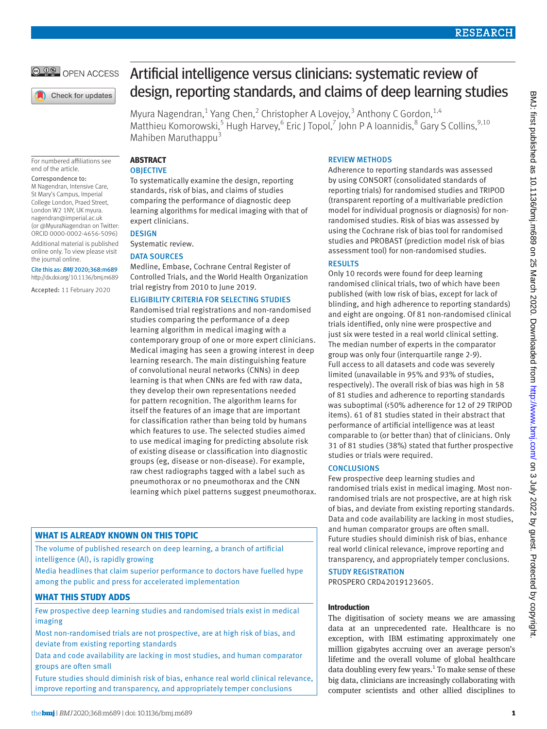# Artificial intelligence versus clinicians: systematic review of design, reporting standards, and claims of deep learning studies

Myura Nagendran,[1] Yang Chen,[2] Christopher A Lovejoy,[3] Anthony C Gordon,[1,4] Matthieu Komorowski,[5] Hugh Harvey,[6] Eric J Topol,[7] John P A Ioannidis,[8] Gary S Collins,[9,10] Mahiben Maruthappu[3]

For numbered affiliations see end of the article.

Correspondence to: M Nagendran, Intensive Care, St Mary's Campus, Imperial College London, Praed Street, London W2 1NY, UK myura.nagendran@imperial.ac.uk (or @MyuraNagendran on Twitter: ORCID 0000-0002-4656-5096)

Additional material is published online only. To view please visit the journal online.

Cite this as: *BMJ* 2020;368:m689 http://dx.doi.org/10.1136/bmj.m689

Accepted: 11 February 2020

## ABSTRACT

### OBJECTIVE

To systematically examine the design, reporting standards, risk of bias, and claims of studies comparing the performance of diagnostic deep learning algorithms for medical imaging with that of expert clinicians.

### DESIGN

Systematic review.

### DATA SOURCES

Medline, Embase, Cochrane Central Register of Controlled Trials, and the World Health Organization trial registry from 2010 to June 2019.

### ELIGIBILITY CRITERIA FOR SELECTING STUDIES

Randomised trial registrations and non-randomised studies comparing the performance of a deep learning algorithm in medical imaging with a contemporary group of one or more expert clinicians. Medical imaging has seen a growing interest in deep learning research. The main distinguishing feature of convolutional neural networks (CNNs) in deep learning is that when CNNs are fed with raw data, they develop their own representations needed for pattern recognition. The algorithm learns for itself the features of an image that are important for classification rather than being told by humans which features to use. The selected studies aimed to use medical imaging for predicting absolute risk of existing disease or classification into diagnostic groups (eg, disease or non-disease). For example, raw chest radiographs tagged with a label such as pneumothorax or no pneumothorax and the CNN learning which pixel patterns suggest pneumothorax.

### REVIEW METHODS

Adherence to reporting standards was assessed by using CONSORT (consolidated standards of reporting trials) for randomised studies and TRIPOD (transparent reporting of a multivariable prediction model for individual prognosis or diagnosis) for non-randomised studies. Risk of bias was assessed by using the Cochrane risk of bias tool for randomised studies and PROBAST (prediction model risk of bias assessment tool) for non-randomised studies.

### RESULTS

Only 10 records were found for deep learning randomised clinical trials, two of which have been published (with low risk of bias, except for lack of blinding, and high adherence to reporting standards) and eight are ongoing. Of 81 non-randomised clinical trials identified, only nine were prospective and just six were tested in a real world clinical setting. The median number of experts in the comparator group was only four (interquartile range 2-9). Full access to all datasets and code was severely limited (unavailable in 95% and 93% of studies, respectively). The overall risk of bias was high in 58 of 81 studies and adherence to reporting standards was suboptimal (<50% adherence for 12 of 29 TRIPOD items). 61 of 81 studies stated in their abstract that performance of artificial intelligence was at least comparable to (or better than) that of clinicians. Only 31 of 81 studies (38%) stated that further prospective studies or trials were required.

### CONCLUSIONS

Few prospective deep learning studies and randomised trials exist in medical imaging. Most non-randomised trials are not prospective, are at high risk of bias, and deviate from existing reporting standards. Data and code availability are lacking in most studies, and human comparator groups are often small. Future studies should diminish risk of bias, enhance real world clinical relevance, improve reporting and transparency, and appropriately temper conclusions.

### STUDY REGISTRATION

PROSPERO CRD42019123605.

## WHAT IS ALREADY KNOWN ON THIS TOPIC

The volume of published research on deep learning, a branch of artificial intelligence (AI), is rapidly growing

Media headlines that claim superior performance to doctors have fuelled hype among the public and press for accelerated implementation

## WHAT THIS STUDY ADDS

Few prospective deep learning studies and randomised trials exist in medical imaging

Most non-randomised trials are not prospective, are at high risk of bias, and deviate from existing reporting standards

Data and code availability are lacking in most studies, and human comparator groups are often small

Future studies should diminish risk of bias, enhance real world clinical relevance, improve reporting and transparency, and appropriately temper conclusions

## Introduction

The digitisation of society means we are amassing data at an unprecedented rate. Healthcare is no exception, with IBM estimating approximately one million gigabytes accruing over an average person's lifetime and the overall volume of global healthcare data doubling every few years.[1] To make sense of these big data, clinicians are increasingly collaborating with computer scientists and other allied disciplines to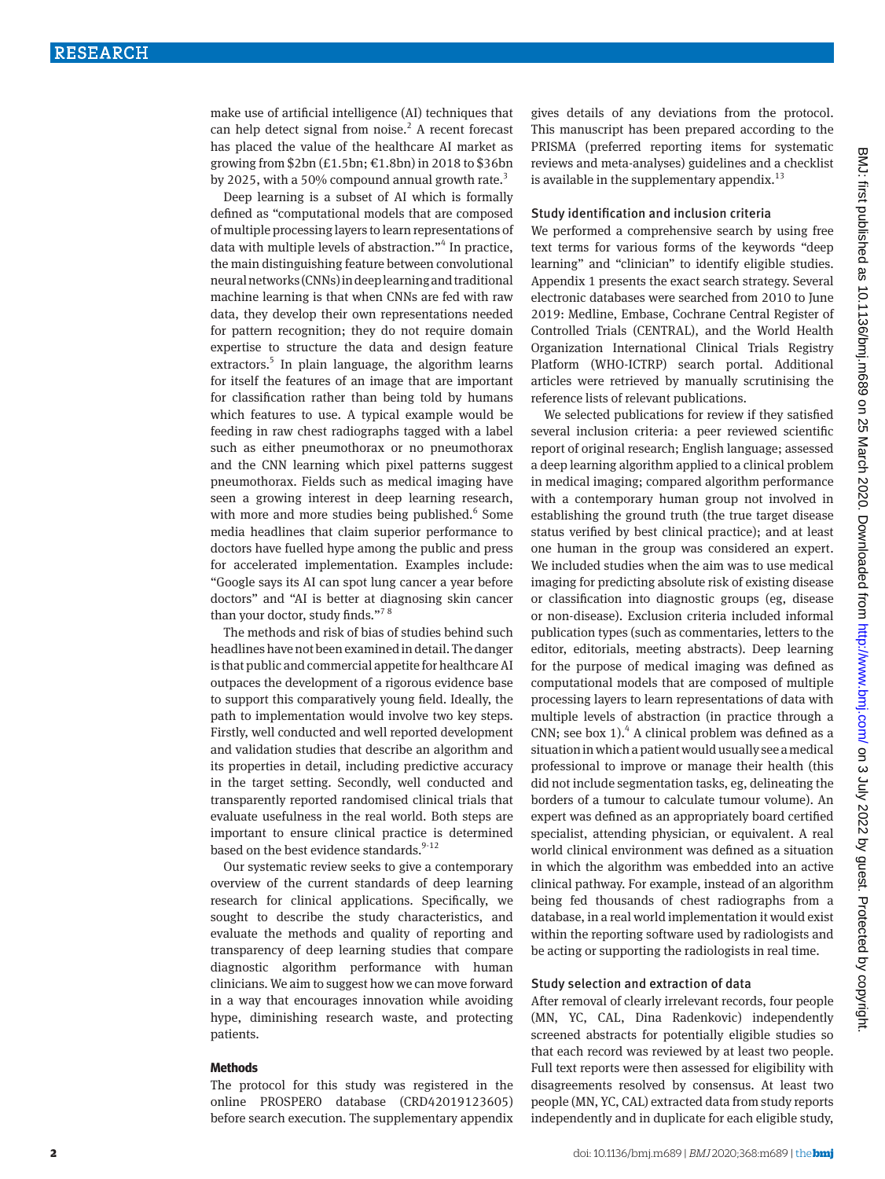make use of artificial intelligence (AI) techniques that can help detect signal from noise.[2] A recent forecast has placed the value of the healthcare AI market as growing from $2bn (£1.5bn; €1.8bn) in 2018 to $36bn by 2025, with a 50% compound annual growth rate.[3]

Deep learning is a subset of AI which is formally defined as "computational models that are composed of multiple processing layers to learn representations of data with multiple levels of abstraction."[4] In practice, the main distinguishing feature between convolutional neural networks (CNNs) in deep learning and traditional machine learning is that when CNNs are fed with raw data, they develop their own representations needed for pattern recognition; they do not require domain expertise to structure the data and design feature extractors.[5] In plain language, the algorithm learns for itself the features of an image that are important for classification rather than being told by humans which features to use. A typical example would be feeding in raw chest radiographs tagged with a label such as either pneumothorax or no pneumothorax and the CNN learning which pixel patterns suggest pneumothorax. Fields such as medical imaging have seen a growing interest in deep learning research, with more and more studies being published.[6] Some media headlines that claim superior performance to doctors have fuelled hype among the public and press for accelerated implementation. Examples include: "Google says its AI can spot lung cancer a year before doctors" and "AI is better at diagnosing skin cancer than your doctor, study finds."[7 8]

The methods and risk of bias of studies behind such headlines have not been examined in detail. The danger is that public and commercial appetite for healthcare AI outpaces the development of a rigorous evidence base to support this comparatively young field. Ideally, the path to implementation would involve two key steps. Firstly, well conducted and well reported development and validation studies that describe an algorithm and its properties in detail, including predictive accuracy in the target setting. Secondly, well conducted and transparently reported randomised clinical trials that evaluate usefulness in the real world. Both steps are important to ensure clinical practice is determined based on the best evidence standards.[9-12]

Our systematic review seeks to give a contemporary overview of the current standards of deep learning research for clinical applications. Specifically, we sought to describe the study characteristics, and evaluate the methods and quality of reporting and transparency of deep learning studies that compare diagnostic algorithm performance with human clinicians. We aim to suggest how we can move forward in a way that encourages innovation while avoiding hype, diminishing research waste, and protecting patients.

## Methods

The protocol for this study was registered in the online PROSPERO database (CRD42019123605) before search execution. The supplementary appendix gives details of any deviations from the protocol. This manuscript has been prepared according to the PRISMA (preferred reporting items for systematic reviews and meta-analyses) guidelines and a checklist is available in the supplementary appendix.[13]

### Study identification and inclusion criteria

We performed a comprehensive search by using free text terms for various forms of the keywords "deep learning" and "clinician" to identify eligible studies. Appendix 1 presents the exact search strategy. Several electronic databases were searched from 2010 to June 2019: Medline, Embase, Cochrane Central Register of Controlled Trials (CENTRAL), and the World Health Organization International Clinical Trials Registry Platform (WHO-ICTRP) search portal. Additional articles were retrieved by manually scrutinising the reference lists of relevant publications.

We selected publications for review if they satisfied several inclusion criteria: a peer reviewed scientific report of original research; English language; assessed a deep learning algorithm applied to a clinical problem in medical imaging; compared algorithm performance with a contemporary human group not involved in establishing the ground truth (the true target disease status verified by best clinical practice); and at least one human in the group was considered an expert. We included studies when the aim was to use medical imaging for predicting absolute risk of existing disease or classification into diagnostic groups (eg, disease or non-disease). Exclusion criteria included informal publication types (such as commentaries, letters to the editor, editorials, meeting abstracts). Deep learning for the purpose of medical imaging was defined as computational models that are composed of multiple processing layers to learn representations of data with multiple levels of abstraction (in practice through a CNN; see box 1).[4] A clinical problem was defined as a situation in which a patient would usually see a medical professional to improve or manage their health (this did not include segmentation tasks, eg, delineating the borders of a tumour to calculate tumour volume). An expert was defined as an appropriately board certified specialist, attending physician, or equivalent. A real world clinical environment was defined as a situation in which the algorithm was embedded into an active clinical pathway. For example, instead of an algorithm being fed thousands of chest radiographs from a database, in a real world implementation it would exist within the reporting software used by radiologists and be acting or supporting the radiologists in real time.

### Study selection and extraction of data

After removal of clearly irrelevant records, four people (MN, YC, CAL, Dina Radenkovic) independently screened abstracts for potentially eligible studies so that each record was reviewed by at least two people. Full text reports were then assessed for eligibility with disagreements resolved by consensus. At least two people (MN, YC, CAL) extracted data from study reports independently and in duplicate for each eligible study,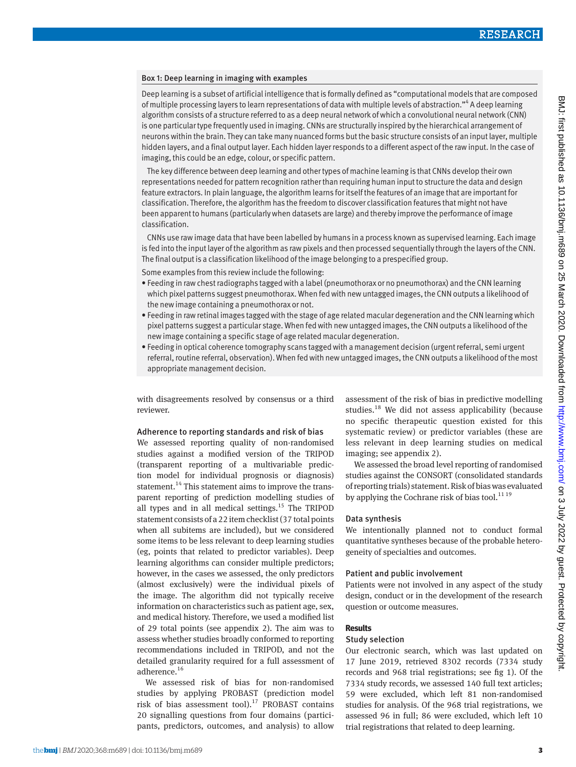### Box 1: Deep learning in imaging with examples

Deep learning is a subset of artificial intelligence that is formally defined as "computational models that are composed of multiple processing layers to learn representations of data with multiple levels of abstraction."[4] A deep learning algorithm consists of a structure referred to as a deep neural network of which a convolutional neural network (CNN) is one particular type frequently used in imaging. CNNs are structurally inspired by the hierarchical arrangement of neurons within the brain. They can take many nuanced forms but the basic structure consists of an input layer, multiple hidden layers, and a final output layer. Each hidden layer responds to a different aspect of the raw input. In the case of imaging, this could be an edge, colour, or specific pattern.

The key difference between deep learning and other types of machine learning is that CNNs develop their own representations needed for pattern recognition rather than requiring human input to structure the data and design feature extractors. In plain language, the algorithm learns for itself the features of an image that are important for classification. Therefore, the algorithm has the freedom to discover classification features that might not have been apparent to humans (particularly when datasets are large) and thereby improve the performance of image classification.

CNNs use raw image data that have been labelled by humans in a process known as supervised learning. Each image is fed into the input layer of the algorithm as raw pixels and then processed sequentially through the layers of the CNN. The final output is a classification likelihood of the image belonging to a prespecified group.

Some examples from this review include the following:

- Feeding in raw chest radiographs tagged with a label (pneumothorax or no pneumothorax) and the CNN learning which pixel patterns suggest pneumothorax. When fed with new untagged images, the CNN outputs a likelihood of the new image containing a pneumothorax or not.
- Feeding in raw retinal images tagged with the stage of age related macular degeneration and the CNN learning which pixel patterns suggest a particular stage. When fed with new untagged images, the CNN outputs a likelihood of the new image containing a specific stage of age related macular degeneration.
- Feeding in optical coherence tomography scans tagged with a management decision (urgent referral, semi urgent referral, routine referral, observation). When fed with new untagged images, the CNN outputs a likelihood of the most appropriate management decision.

with disagreements resolved by consensus or a third reviewer.

### Adherence to reporting standards and risk of bias

We assessed reporting quality of non-randomised studies against a modified version of the TRIPOD (transparent reporting of a multivariable prediction model for individual prognosis or diagnosis) statement.[14] This statement aims to improve the transparent reporting of prediction modelling studies of all types and in all medical settings.[15] The TRIPOD statement consists of a 22 item checklist (37 total points when all subitems are included), but we considered some items to be less relevant to deep learning studies (eg, points that related to predictor variables). Deep learning algorithms can consider multiple predictors; however, in the cases we assessed, the only predictors (almost exclusively) were the individual pixels of the image. The algorithm did not typically receive information on characteristics such as patient age, sex, and medical history. Therefore, we used a modified list of 29 total points (see appendix 2). The aim was to assess whether studies broadly conformed to reporting recommendations included in TRIPOD, and not the detailed granularity required for a full assessment of adherence.[16]

We assessed risk of bias for non-randomised studies by applying PROBAST (prediction model risk of bias assessment tool).[17] PROBAST contains 20 signalling questions from four domains (participants, predictors, outcomes, and analysis) to allow assessment of the risk of bias in predictive modelling studies.[18] We did not assess applicability (because no specific therapeutic question existed for this systematic review) or predictor variables (these are less relevant in deep learning studies on medical imaging; see appendix 2).

We assessed the broad level reporting of randomised studies against the CONSORT (consolidated standards of reporting trials) statement. Risk of bias was evaluated by applying the Cochrane risk of bias tool.[11,19]

### Data synthesis

We intentionally planned not to conduct formal quantitative syntheses because of the probable heterogeneity of specialties and outcomes.

### Patient and public involvement

Patients were not involved in any aspect of the study design, conduct or in the development of the research question or outcome measures.

## Results

### Study selection

Our electronic search, which was last updated on 17 June 2019, retrieved 8302 records (7334 study records and 968 trial registrations; see fig 1). Of the 7334 study records, we assessed 140 full text articles; 59 were excluded, which left 81 non-randomised studies for analysis. Of the 968 trial registrations, we assessed 96 in full; 86 were excluded, which left 10 trial registrations that related to deep learning.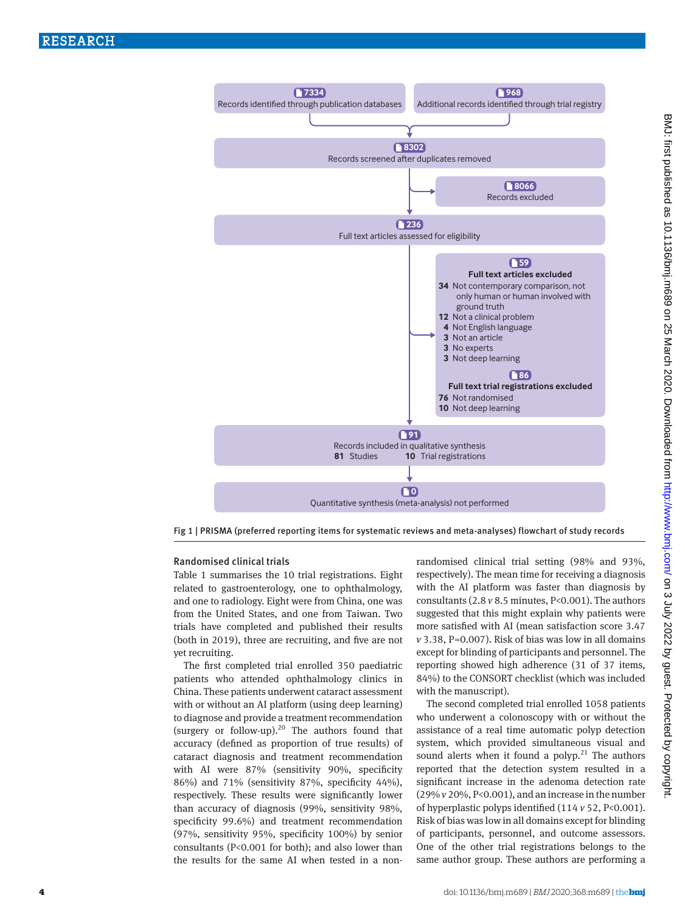7334 Records identified through publication databases

968 Additional records identified through trial registry

8302 Records screened after duplicates removed

8066 Records excluded

236 Full text articles assessed for eligibility

59 **Full text articles excluded**

- **34** Not contemporary comparison, not only human or human involved with ground truth
- **12** Not a clinical problem
- **4** Not English language
- **3** Not an article
- **3** No experts
- **3** Not deep learning

86 **Full text trial registrations excluded**

- **76** Not randomised
- **10** Not deep learning

91 Records included in qualitative synthesis

**81** Studies **10** Trial registrations

0 Quantitative synthesis (meta-analysis) not performed

**Fig 1 | PRISMA (preferred reporting items for systematic reviews and meta-analyses) flowchart of study records**

### Randomised clinical trials

Table 1 summarises the 10 trial registrations. Eight related to gastroenterology, one to ophthalmology, and one to radiology. Eight were from China, one was from the United States, and one from Taiwan. Two trials have completed and published their results (both in 2019), three are recruiting, and five are not yet recruiting.

The first completed trial enrolled 350 paediatric patients who attended ophthalmology clinics in China. These patients underwent cataract assessment with or without an AI platform (using deep learning) to diagnose and provide a treatment recommendation (surgery or follow-up).[20] The authors found that accuracy (defined as proportion of true results) of cataract diagnosis and treatment recommendation with AI were 87% (sensitivity 90%, specificity 86%) and 71% (sensitivity 87%, specificity 44%), respectively. These results were significantly lower than accuracy of diagnosis (99%, sensitivity 98%, specificity 99.6%) and treatment recommendation (97%, sensitivity 95%, specificity 100%) by senior consultants (P<0.001 for both); and also lower than the results for the same AI when tested in a non-randomised clinical trial setting (98% and 93%, respectively). The mean time for receiving a diagnosis with the AI platform was faster than diagnosis by consultants (2.8 *v* 8.5 minutes, P<0.001). The authors suggested that this might explain why patients were more satisfied with AI (mean satisfaction score 3.47 *v* 3.38, P=0.007). Risk of bias was low in all domains except for blinding of participants and personnel. The reporting showed high adherence (31 of 37 items, 84%) to the CONSORT checklist (which was included with the manuscript).

The second completed trial enrolled 1058 patients who underwent a colonoscopy with or without the assistance of a real time automatic polyp detection system, which provided simultaneous visual and sound alerts when it found a polyp.[21] The authors reported that the detection system resulted in a significant increase in the adenoma detection rate (29% *v* 20%, P<0.001), and an increase in the number of hyperplastic polyps identified (114 *v* 52, P<0.001). Risk of bias was low in all domains except for blinding of participants, personnel, and outcome assessors. One of the other trial registrations belongs to the same author group. These authors are performing a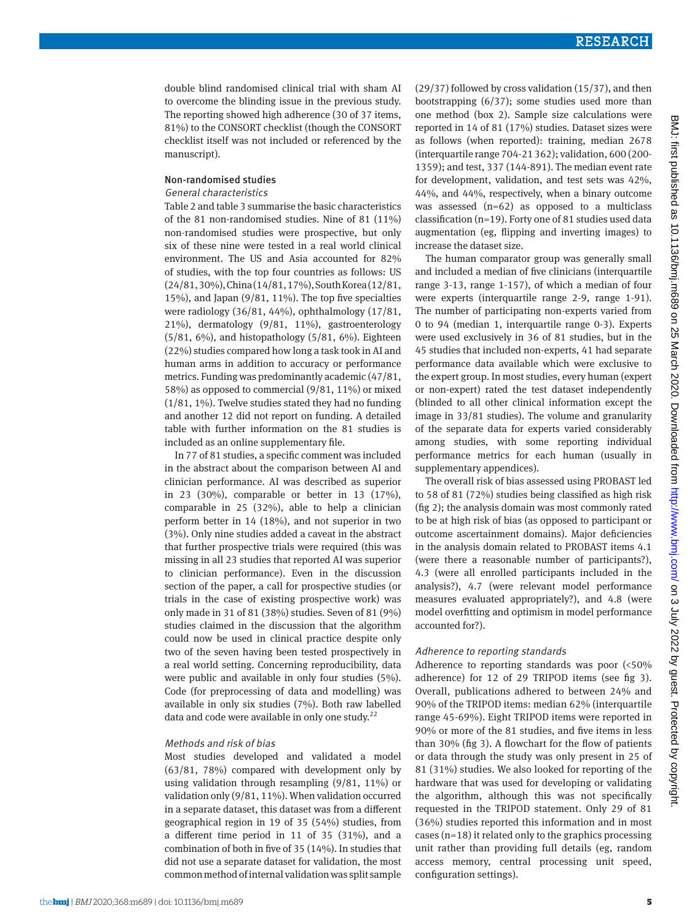double blind randomised clinical trial with sham AI to overcome the blinding issue in the previous study. The reporting showed high adherence (30 of 37 items, 81%) to the CONSORT checklist (though the CONSORT checklist itself was not included or referenced by the manuscript).

## Non-randomised studies

### General characteristics

Table 2 and table 3 summarise the basic characteristics of the 81 non-randomised studies. Nine of 81 (11%) non-randomised studies were prospective, but only six of these nine were tested in a real world clinical environment. The US and Asia accounted for 82% of studies, with the top four countries as follows: US (24/81, 30%), China (14/81, 17%), South Korea (12/81, 15%), and Japan (9/81, 11%). The top five specialties were radiology (36/81, 44%), ophthalmology (17/81, 21%), dermatology (9/81, 11%), gastroenterology (5/81, 6%), and histopathology (5/81, 6%). Eighteen (22%) studies compared how long a task took in AI and human arms in addition to accuracy or performance metrics. Funding was predominantly academic (47/81, 58%) as opposed to commercial (9/81, 11%) or mixed (1/81, 1%). Twelve studies stated they had no funding and another 12 did not report on funding. A detailed table with further information on the 81 studies is included as an online supplementary file.

In 77 of 81 studies, a specific comment was included in the abstract about the comparison between AI and clinician performance. AI was described as superior in 23 (30%), comparable or better in 13 (17%), comparable in 25 (32%), able to help a clinician perform better in 14 (18%), and not superior in two (3%). Only nine studies added a caveat in the abstract that further prospective trials were required (this was missing in all 23 studies that reported AI was superior to clinician performance). Even in the discussion section of the paper, a call for prospective studies (or trials in the case of existing prospective work) was only made in 31 of 81 (38%) studies. Seven of 81 (9%) studies claimed in the discussion that the algorithm could now be used in clinical practice despite only two of the seven having been tested prospectively in a real world setting. Concerning reproducibility, data were public and available in only four studies (5%). Code (for preprocessing of data and modelling) was available in only six studies (7%). Both raw labelled data and code were available in only one study.[22]

### Methods and risk of bias

Most studies developed and validated a model (63/81, 78%) compared with development only by using validation through resampling (9/81, 11%) or validation only (9/81, 11%). When validation occurred in a separate dataset, this dataset was from a different geographical region in 19 of 35 (54%) studies, from a different time period in 11 of 35 (31%), and a combination of both in five of 35 (14%). In studies that did not use a separate dataset for validation, the most common method of internal validation was split sample (29/37) followed by cross validation (15/37), and then bootstrapping (6/37); some studies used more than one method (box 2). Sample size calculations were reported in 14 of 81 (17%) studies. Dataset sizes were as follows (when reported): training, median 2678 (interquartile range 704-21 362); validation, 600 (200-1359); and test, 337 (144-891). The median event rate for development, validation, and test sets was 42%, 44%, and 44%, respectively, when a binary outcome was assessed (n=62) as opposed to a multiclass classification (n=19). Forty one of 81 studies used data augmentation (eg, flipping and inverting images) to increase the dataset size.

The human comparator group was generally small and included a median of five clinicians (interquartile range 3-13, range 1-157), of which a median of four were experts (interquartile range 2-9, range 1-91). The number of participating non-experts varied from 0 to 94 (median 1, interquartile range 0-3). Experts were used exclusively in 36 of 81 studies, but in the 45 studies that included non-experts, 41 had separate performance data available which were exclusive to the expert group. In most studies, every human (expert or non-expert) rated the test dataset independently (blinded to all other clinical information except the image in 33/81 studies). The volume and granularity of the separate data for experts varied considerably among studies, with some reporting individual performance metrics for each human (usually in supplementary appendices).

The overall risk of bias assessed using PROBAST led to 58 of 81 (72%) studies being classified as high risk (fig 2); the analysis domain was most commonly rated to be at high risk of bias (as opposed to participant or outcome ascertainment domains). Major deficiencies in the analysis domain related to PROBAST items 4.1 (were there a reasonable number of participants?), 4.3 (were all enrolled participants included in the analysis?), 4.7 (were relevant model performance measures evaluated appropriately?), and 4.8 (were model overfitting and optimism in model performance accounted for?).

### Adherence to reporting standards

Adherence to reporting standards was poor (<50% adherence) for 12 of 29 TRIPOD items (see fig 3). Overall, publications adhered to between 24% and 90% of the TRIPOD items: median 62% (interquartile range 45-69%). Eight TRIPOD items were reported in 90% or more of the 81 studies, and five items in less than 30% (fig 3). A flowchart for the flow of patients or data through the study was only present in 25 of 81 (31%) studies. We also looked for reporting of the hardware that was used for developing or validating the algorithm, although this was not specifically requested in the TRIPOD statement. Only 29 of 81 (36%) studies reported this information and in most cases (n=18) it related only to the graphics processing unit rather than providing full details (eg, random access memory, central processing unit speed, configuration settings).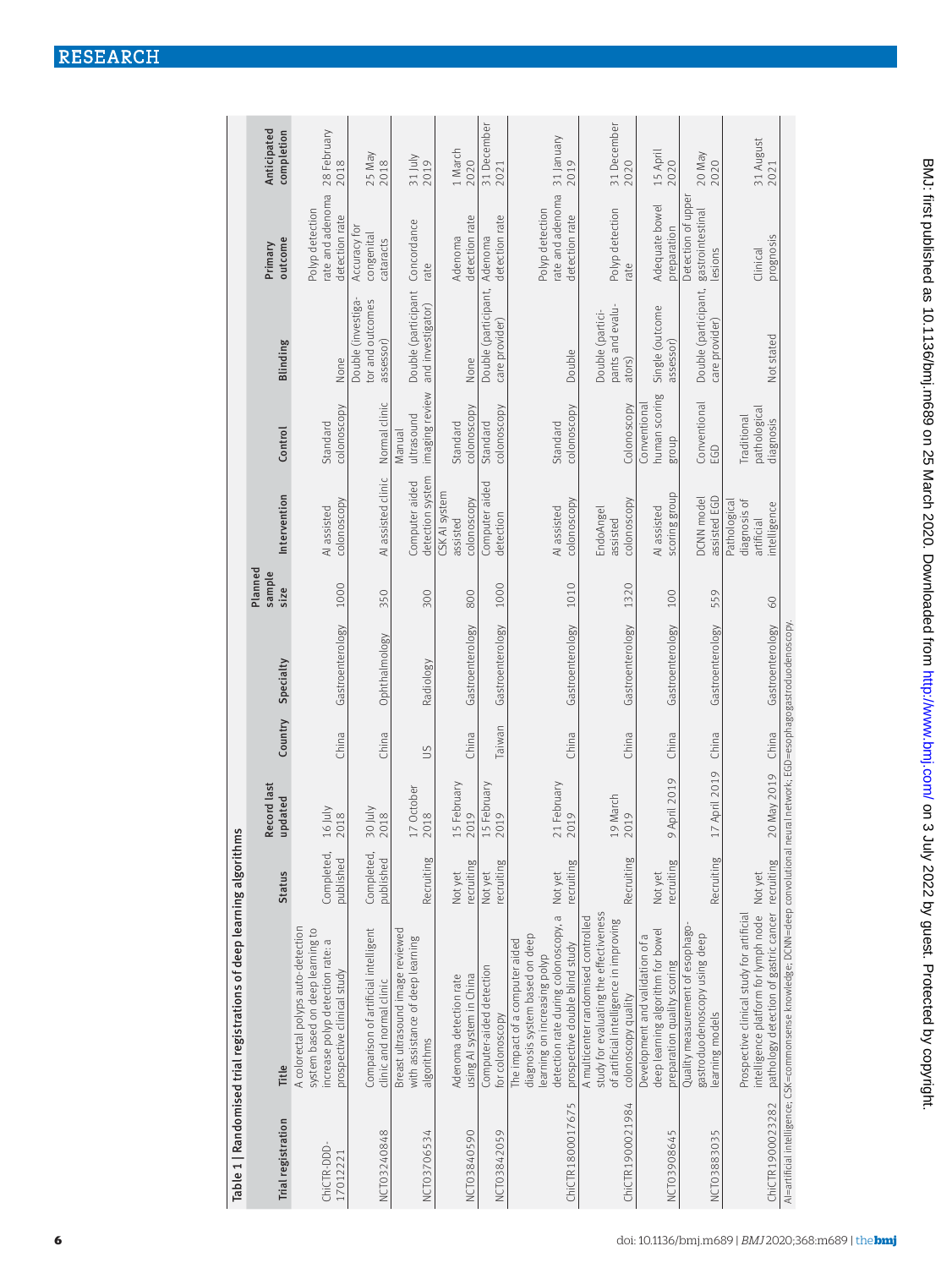Table 1 | Randomised trial registrations of deep learning algorithms

| Trial registration | Title | Status | Record last updated | Country | Specialty | Planned sample size | Intervention | Control | Blinding | Primary outcome | Anticipated completion |
|---|---|---|---|---|---|---|---|---|---|---|---|
| ChiCTR-DDD-17012221 | A colorectal polyps auto-detection system based on deep learning to increase polyp detection rate: a prospective clinical study | Completed, published | 16 July 2018 | China | Gastroenterology | 1000 | AI assisted colonoscopy | Standard colonoscopy | None | Polyp detection rate and adenoma detection rate | 28 February 2018 |
| NCT03240848 | Comparison of artificial intelligent clinic and normal clinic | Completed, published | 30 July 2018 | China | Ophthalmology | 350 | AI assisted clinic | Normal clinic | Double (investigator and outcomes assessor) | Accuracy for congenital cataracts | 25 May 2018 |
| NCT03706534 | Breast ultrasound image reviewed with assistance of deep learning algorithms | Recruiting | 17 October 2018 | US | Radiology | 300 | Computer aided detection system | Manual ultrasound imaging review | Double (participant and investigator) | Concordance rate | 31 July 2019 |
| NCT03840590 | Adenoma detection rate using AI system in China | Not yet recruiting | 15 February 2019 | China | Gastroenterology | 800 | CSK AI system assisted colonoscopy | Standard colonoscopy | None | Adenoma detection rate | 1 March 2020 |
| NCT03842059 | Computer-aided detection for colonoscopy | Not yet recruiting | 15 February 2019 | Taiwan | Gastroenterology | 1000 | Computer aided detection | Standard colonoscopy | Double (participant, care provider) | Adenoma detection rate | 31 December 2021 |
| ChiCTR1800017675 | The impact of a computer aided diagnosis system based on deep learning on increasing polyp detection rate during colonoscopy, a prospective double blind study | Not yet recruiting | 21 February 2019 | China | Gastroenterology | 1010 | AI assisted colonoscopy | Standard colonoscopy | Double | Polyp detection rate and adenoma detection rate | 31 January 2019 |
| ChiCTR1900021984 | A multicenter randomised controlled study for evaluating the effectiveness of artificial intelligence in improving colonoscopy quality | Recruiting | 19 March 2019 | China | Gastroenterology | 1320 | EndoAngel assisted colonoscopy | Colonoscopy | Double (participants and evaluators) | Polyp detection rate | 31 December 2020 |
| NCT03908645 | Development and validation of a deep learning algorithm for bowel preparation quality scoring | Not yet recruiting | 9 April 2019 | China | Gastroenterology | 100 | AI assisted scoring group | Conventional human scoring group | Single (outcome assessor) | Adequate bowel preparation | 15 April 2020 |
| NCT03883035 | Quality measurement of esophagogastroduodenoscopy using deep learning models | Recruiting | 17 April 2019 | China | Gastroenterology | 559 | DCNN model assisted EGD | Conventional EGD | Double (participant, care provider) | Detection of upper gastrointestinal lesions | 20 May 2020 |
| ChiCTR1900023282 | Prospective clinical study for artificial intelligence platform for lymph node pathology detection of gastric cancer | Not yet recruiting | 20 May 2019 | China | Gastroenterology | 60 | Pathological diagnosis of artificial intelligence | Traditional pathological diagnosis | Not stated | Clinical prognosis | 31 August 2021 |

AI=artificial intelligence; CSK=commonsense knowledge; DCNN=deep convolutional neural network; EGD=esophagogastroduodenoscopy.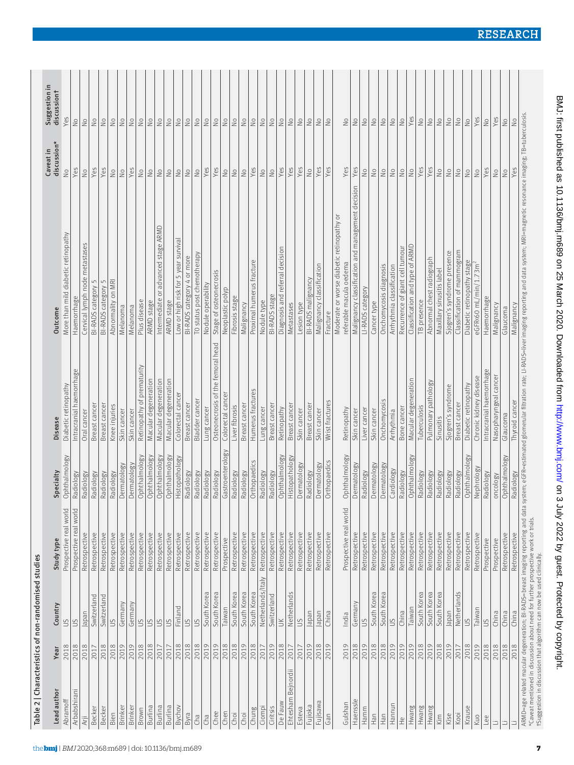Table 2 | Characteristics of non-randomised studies

| Lead author | Year | Country | Study type | Specialty | Disease | Outcome | Caveat in discussion* | Suggestion in discussion† |
|---|---|---|---|---|---|---|---|---|
| Abramoff | 2018 | US | Prospective real world | Ophthalmology | Diabetic retinopathy | More than mild diabetic retinopathy | No | Yes |
| Arbabshirani | 2018 | US | Prospective real world | Radiology | Intracranial haemorrhage | Haemorrhage | Yes | No |
| Ariji | 2018 | Japan | Retrospective | Radiology | Oral cancer | Cervical lymph node metastases | No | No |
| Becker | 2017 | Switzerland | Retrospective | Radiology | Breast cancer | BI-RADS category 5 | Yes | No |
| Becker | 2018 | Switzerland | Retrospective | Radiology | Breast cancer | BI-RADS category 5 | Yes | No |
| Bien | 2018 | US | Retrospective | Radiology | Knee injuries | Abnormality on MRI | No | No |
| Brinker | 2019 | Germany | Retrospective | Dermatology | Skin cancer | Melanoma | No | No |
| Brinker | 2019 | Germany | Retrospective | Dermatology | Skin cancer | Melanoma | Yes | No |
| Brown | 2018 | US | Retrospective | Ophthalmology | Retinopathy of prematurity | Plus disease | No | No |
| Burlina | 2018 | US | Retrospective | Ophthalmology | Macular degeneration | ARMD stage | No | No |
| Burlina | 2017 | US | Retrospective | Ophthalmology | Macular degeneration | Intermediate or advanced stage ARMD | No | No |
| Burlina | 2017 | US | Retrospective | Ophthalmology | Macular degeneration | ARMD stage | No | No |
| Bychov | 2018 | Finland | Retrospective | Histopathology | Colorectal cancer | Low or high risk for 5 year survival | No | No |
| Byra | 2018 | US | Retrospective | Radiology | Breast cancer | BI-RADS category 4 or more | No | No |
| Cha | 2018 | US | Retrospective | Radiology | Bladder cancer | T0 status post chemotherapy | No | No |
| Cha | 2019 | South Korea | Retrospective | Radiology | Lung cancer | Nodule operability | Yes | No |
| Chee | 2019 | South Korea | Retrospective | Radiology | Osteonecrosis of the femoral head | Stage of osteonecrosis | Yes | No |
| Chen | 2018 | Taiwan | Prospective | Gastroenterology | Colorectal cancer | Neoplastic polyp | No | No |
| Choi | 2018 | South Korea | Retrospective | Radiology | Liver fibrosis | Fibrosis stage | No | No |
| Choi | 2019 | South Korea | Retrospective | Radiology | Breast cancer | Malignancy | No | No |
| Chung | 2018 | South Korea | Retrospective | Orthopaedics | Humerus fractures | Proximal humerus fracture | Yes | No |
| Ciompi | 2017 | Netherlands/Italy | Retrospective | Radiology | Lung cancer | Nodule type | No | No |
| Ciritsis | 2019 | Switzerland | Retrospective | Radiology | Breast cancer | BI-RADS stage | No | No |
| De Fauw | 2018 | UK | Retrospective | Ophthalmology | Retinopathy | Diagnosis and referral decision | Yes | No |
| Ehteshami Bejnordi | 2017 | Netherlands | Retrospective | Histopathology | Breast cancer | Metastases | Yes | No |
| Esteva | 2017 | US | Retrospective | Dermatology | Skin cancer | Lesion type | Yes | No |
| Fujioka | 2019 | Japan | Retrospective | Radiology | Breast cancer | BI-RADS malignancy | No | No |
| Fujisawa | 2018 | Japan | Retrospective | Dermatology | Skin cancer | Malignancy classification | Yes | No |
| Gan | 2019 | China | Retrospective | Orthopaedics | Wrist fractures | Fracture | Yes | No |
| Gulshan | 2019 | India | Prospective real world | Ophthalmology | Retinopathy | Moderate or worse diabetic retinopathy or referable macula oedema | Yes | No |
| Haenssle | 2018 | Germany | Retrospective | Dermatology | Skin cancer | Malignancy classification and management decision | Yes | No |
| Hamm | 2019 | US | Retrospective | Radiology | Liver cancer | LI-RADS category | No | No |
| Han | 2018 | South Korea | Retrospective | Dermatology | Skin cancer | Cancer type | No | No |
| Han | 2018 | South Korea | Retrospective | Dermatology | Onchomycosis | Onchomycosis diagnosis | No | No |
| Hannun | 2019 | US | Retrospective | Cardiology | Arrhythmia | Arrhythmia classification | No | No |
| He | 2019 | China | Retrospective | Radiology | Bone cancer | Recurrence of giant cell tumour | No | No |
| Hwang | 2019 | Taiwan | Retrospective | Ophthalmology | Macular degeneration | Classification and type of ARMD | No | Yes |
| Hwang | 2018 | South Korea | Retrospective | Radiology | Tuberculosis | TB presence | Yes | No |
| Hwang | 2019 | South Korea | Retrospective | Radiology | Pulmonary pathology | Abnormal chest radiograph | Yes | No |
| Kim | 2018 | South Korea | Retrospective | Radiology | Sinusitis | Maxillary sinusitis label | No | No |
| Kise | 2019 | Japan | Retrospective | Radiology | Sjogren's syndrome | Sjogren's syndrome presence | No | No |
| Kooi | 2017 | Netherlands | Retrospective | Radiology | Breast cancer | Classification of mammogram | No | No |
| Krause | 2018 | US | Retrospective | Ophthalmology | Diabetic retinopathy | Diabetic retinopathy stage | No | No |
| Kuo | 2019 | Taiwan | Retrospective | Nephrology | Chronic kidney disease | eGFR<60 mL/min/1.73m$^2$ | No | Yes |
| Lee | 2018 | US | Prospective | Radiology | Intracranial haemorrhage | Haemorrhage | Yes | No |
| Li | 2018 | China | Prospective | oncology | Nasopharyngeal cancer | Malignancy | No | Yes |
| Li | 2018 | China | Retrospective | Ophthalmology | Glaucoma | Glaucoma | No | No |
| Li | 2018 | China | Retrospective | Radiology | Thyroid cancer | Malignancy | Yes | No |

ARMD=age related macular degeneration; BI-RADS=breast imaging reporting and data system; eGFR=estimated glomerular filtration rate; LI-RADS=liver imaging reporting and data system; MRI=magnetic resonance imaging; TB=tuberculosis.
*Caveat mentioned in discussion about need for further prospective work or trials.
†Suggestion in discussion that algorithm can now be used clinically.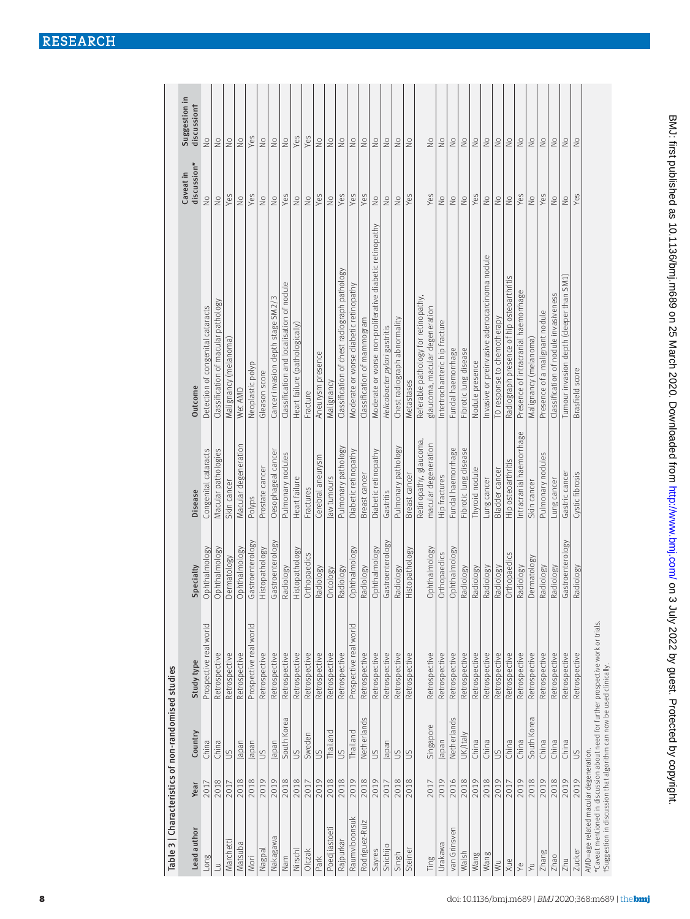Table 3 | Characteristics of non-randomised studies

| Lead author | Year | Country | Study type | Specialty | Disease | Outcome | Caveat in discussion* | Suggestion in discussion† |
|---|---|---|---|---|---|---|---|---|
| Long | 2017 | China | Prospective real world | Ophthalmology | Congenital cataracts | Detection of congenital cataracts | No | No |
| Lu | 2018 | China | Retrospective | Ophthalmology | Macular pathologies | Classification of macular pathology | No | No |
| Marchetti | 2017 | US | Retrospective | Dermatology | Skin cancer | Malignancy (melanoma) | Yes | No |
| Matsuba | 2018 | Japan | Retrospective | Ophthalmology | Macular degeneration | Wet AMD | No | No |
| Mori | 2018 | Japan | Prospective real world | Gastroenterology | Polyps | Neoplastic polyp | Yes | Yes |
| Nagpal | 2019 | US | Retrospective | Histopathology | Prostate cancer | Gleason score | No | No |
| Nakagawa | 2019 | Japan | Retrospective | Gastroenterology | Oesophageal cancer | Cancer invasion depth stage SM2/3 | No | No |
| Nam | 2018 | South Korea | Retrospective | Radiology | Pulmonary nodules | Classification and localisation of nodule | Yes | No |
| Nirschl | 2018 | US | Retrospective | Histopathology | Heart failure | Heart failure (pathologically) | No | Yes |
| Olczak | 2017 | Sweden | Retrospective | Orthopaedics | Fractures | Fracture | No | Yes |
| Park | 2019 | US | Retrospective | Radiology | Cerebral aneurysm | Aneurysm presence | Yes | No |
| Poedjiastoeti | 2018 | Thailand | Retrospective | Oncology | Jaw tumours | Malignancy | No | No |
| Rajpurkar | 2018 | US | Retrospective | Radiology | Pulmonary pathology | Classification of chest radiograph pathology | Yes | No |
| Raumviboonsuk | 2019 | Thailand | Prospective real world | Ophthalmology | Diabetic retinopathy | Moderate or worse diabetic retinopathy | Yes | No |
| Rodriguez-Ruiz | 2018 | Netherlands | Retrospective | Radiology | Breast cancer | Classification of mammogram | Yes | No |
| Sayres | 2019 | US | Retrospective | Ophthalmology | Diabetic retinopathy | Moderate or worse non-proliferative diabetic retinopathy | No | No |
| Shichijo | 2017 | Japan | Retrospective | Gastroenterology | Gastritis | *Helicobacter pylori* gastritis | No | No |
| Singh | 2018 | US | Retrospective | Radiology | Pulmonary pathology | Chest radiograph abnormality | No | No |
| Steiner | 2018 | US | Retrospective | Histopathology | Breast cancer | Metastases | Yes | No |
| Ting | 2017 | Singapore | Retrospective | Ophthalmology | Retinopathy, glaucoma, macular degeneration | Referable pathology for retinopathy, glaucoma, macular degeneration | Yes | No |
| Urakawa | 2019 | Japan | Retrospective | Orthopaedics | Hip fractures | Intertrochanteric hip fracture | No | No |
| van Grinsven | 2016 | Netherlands | Retrospective | Ophthalmology | Fundal haemorrhage | Fundal haemorrhage | No | No |
| Walsh | 2018 | UK/Italy | Retrospective | Radiology | Fibrotic lung disease | Fibrotic lung disease | No | No |
| Wang | 2019 | China | Retrospective | Radiology | Thyroid nodule | Nodule presence | Yes | No |
| Wang | 2018 | China | Retrospective | Radiology | Lung cancer | Invasive or preinvasive adenocarcinoma nodule | No | No |
| Wu | 2019 | US | Retrospective | Radiology | Bladder cancer | T0 response to chemotherapy | No | No |
| Xue | 2017 | China | Retrospective | Orthopaedics | Hip osteoarthritis | Radiograph presence of hip osteoarthritis | No | No |
| Ye | 2019 | China | Retrospective | Radiology | Intracranial haemorrhage | Presence of intracranial haemorrhage | Yes | No |
| Yu | 2018 | South Korea | Retrospective | Dermatology | Skin cancer | Malignancy (melanoma) | No | No |
| Zhang | 2019 | China | Retrospective | Radiology | Pulmonary nodules | Presence of a malignant nodule | Yes | No |
| Zhao | 2018 | China | Retrospective | Radiology | Lung cancer | Classification of nodule invasiveness | No | No |
| Zhu | 2019 | China | Retrospective | Gastroenterology | Gastric cancer | Tumour invasion depth (deeper than SM1) | No | No |
| Zucker | 2019 | US | Retrospective | Radiology | Cystic fibrosis | Brasfield score | Yes | No |

AMD=age related macular degeneration.
*Caveat mentioned in discussion about need for further prospective work or trials.
†Suggestion in discussion that algorithm can now be used clinically.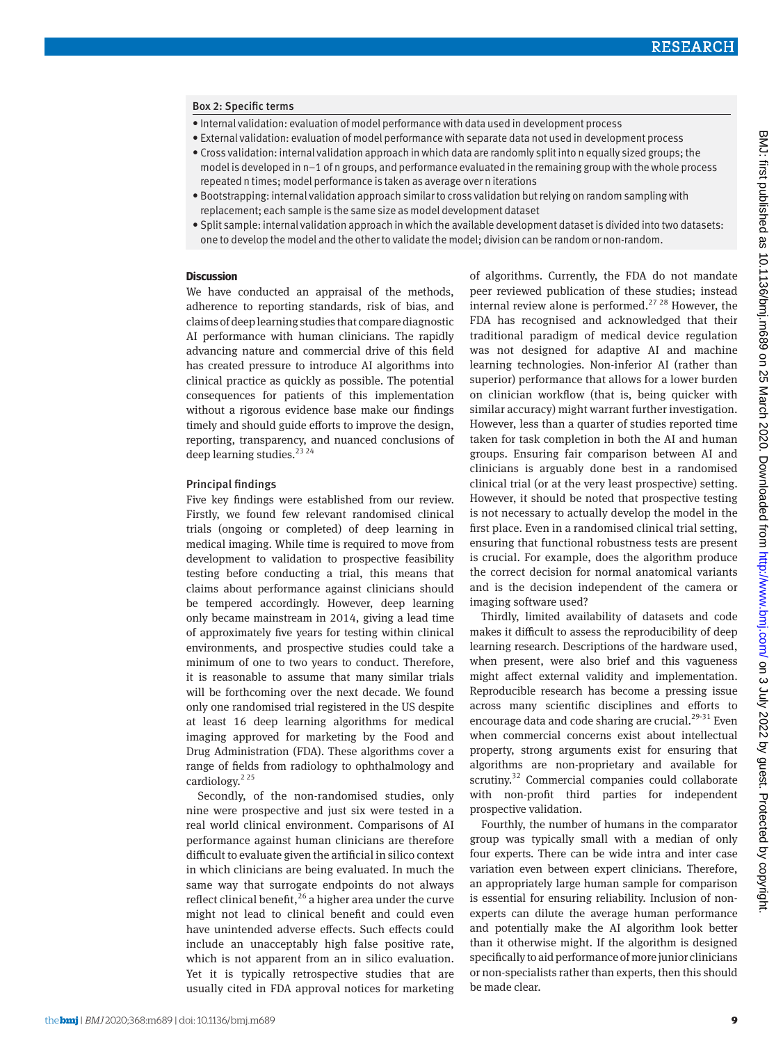### Box 2: Specific terms

- Internal validation: evaluation of model performance with data used in development process
- External validation: evaluation of model performance with separate data not used in development process
- Cross validation: internal validation approach in which data are randomly split into n equally sized groups; the model is developed in n−1 of n groups, and performance evaluated in the remaining group with the whole process repeated n times; model performance is taken as average over n iterations
- Bootstrapping: internal validation approach similar to cross validation but relying on random sampling with replacement; each sample is the same size as model development dataset
- Split sample: internal validation approach in which the available development dataset is divided into two datasets: one to develop the model and the other to validate the model; division can be random or non-random.

## Discussion

We have conducted an appraisal of the methods, adherence to reporting standards, risk of bias, and claims of deep learning studies that compare diagnostic AI performance with human clinicians. The rapidly advancing nature and commercial drive of this field has created pressure to introduce AI algorithms into clinical practice as quickly as possible. The potential consequences for patients of this implementation without a rigorous evidence base make our findings timely and should guide efforts to improve the design, reporting, transparency, and nuanced conclusions of deep learning studies.[23 24]

### Principal findings

Five key findings were established from our review. Firstly, we found few relevant randomised clinical trials (ongoing or completed) of deep learning in medical imaging. While time is required to move from development to validation to prospective feasibility testing before conducting a trial, this means that claims about performance against clinicians should be tempered accordingly. However, deep learning only became mainstream in 2014, giving a lead time of approximately five years for testing within clinical environments, and prospective studies could take a minimum of one to two years to conduct. Therefore, it is reasonable to assume that many similar trials will be forthcoming over the next decade. We found only one randomised trial registered in the US despite at least 16 deep learning algorithms for medical imaging approved for marketing by the Food and Drug Administration (FDA). These algorithms cover a range of fields from radiology to ophthalmology and cardiology.[2 25]

Secondly, of the non-randomised studies, only nine were prospective and just six were tested in a real world clinical environment. Comparisons of AI performance against human clinicians are therefore difficult to evaluate given the artificial in silico context in which clinicians are being evaluated. In much the same way that surrogate endpoints do not always reflect clinical benefit,[26] a higher area under the curve might not lead to clinical benefit and could even have unintended adverse effects. Such effects could include an unacceptably high false positive rate, which is not apparent from an in silico evaluation. Yet it is typically retrospective studies that are usually cited in FDA approval notices for marketing of algorithms. Currently, the FDA do not mandate peer reviewed publication of these studies; instead internal review alone is performed.[27 28] However, the FDA has recognised and acknowledged that their traditional paradigm of medical device regulation was not designed for adaptive AI and machine learning technologies. Non-inferior AI (rather than superior) performance that allows for a lower burden on clinician workflow (that is, being quicker with similar accuracy) might warrant further investigation. However, less than a quarter of studies reported time taken for task completion in both the AI and human groups. Ensuring fair comparison between AI and clinicians is arguably done best in a randomised clinical trial (or at the very least prospective) setting. However, it should be noted that prospective testing is not necessary to actually develop the model in the first place. Even in a randomised clinical trial setting, ensuring that functional robustness tests are present is crucial. For example, does the algorithm produce the correct decision for normal anatomical variants and is the decision independent of the camera or imaging software used?

Thirdly, limited availability of datasets and code makes it difficult to assess the reproducibility of deep learning research. Descriptions of the hardware used, when present, were also brief and this vagueness might affect external validity and implementation. Reproducible research has become a pressing issue across many scientific disciplines and efforts to encourage data and code sharing are crucial.[29-31] Even when commercial concerns exist about intellectual property, strong arguments exist for ensuring that algorithms are non-proprietary and available for scrutiny.[32] Commercial companies could collaborate with non-profit third parties for independent prospective validation.

Fourthly, the number of humans in the comparator group was typically small with a median of only four experts. There can be wide intra and inter case variation even between expert clinicians. Therefore, an appropriately large human sample for comparison is essential for ensuring reliability. Inclusion of non-experts can dilute the average human performance and potentially make the AI algorithm look better than it otherwise might. If the algorithm is designed specifically to aid performance of more junior clinicians or non-specialists rather than experts, then this should be made clear.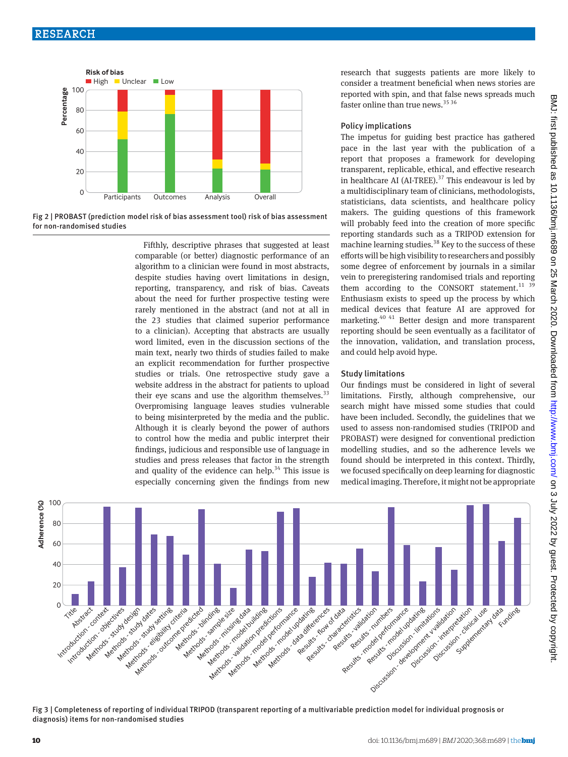Fig 2 | PROBAST (prediction model risk of bias assessment tool) risk of bias assessment for non-randomised studies

Fifthly, descriptive phrases that suggested at least comparable (or better) diagnostic performance of an algorithm to a clinician were found in most abstracts, despite studies having overt limitations in design, reporting, transparency, and risk of bias. Caveats about the need for further prospective testing were rarely mentioned in the abstract (and not at all in the 23 studies that claimed superior performance to a clinician). Accepting that abstracts are usually word limited, even in the discussion sections of the main text, nearly two thirds of studies failed to make an explicit recommendation for further prospective studies or trials. One retrospective study gave a website address in the abstract for patients to upload their eye scans and use the algorithm themselves.[33] Overpromising language leaves studies vulnerable to being misinterpreted by the media and the public. Although it is clearly beyond the power of authors to control how the media and public interpret their findings, judicious and responsible use of language in studies and press releases that factor in the strength and quality of the evidence can help.[34] This issue is especially concerning given the findings from new research that suggests patients are more likely to consider a treatment beneficial when news stories are reported with spin, and that false news spreads much faster online than true news.[35 36]

### Policy implications

The impetus for guiding best practice has gathered pace in the last year with the publication of a report that proposes a framework for developing transparent, replicable, ethical, and effective research in healthcare AI (AI-TREE).[37] This endeavour is led by a multidisciplinary team of clinicians, methodologists, statisticians, data scientists, and healthcare policy makers. The guiding questions of this framework will probably feed into the creation of more specific reporting standards such as a TRIPOD extension for machine learning studies.[38] Key to the success of these efforts will be high visibility to researchers and possibly some degree of enforcement by journals in a similar vein to preregistering randomised trials and reporting them according to the CONSORT statement.[11 39] Enthusiasm exists to speed up the process by which medical devices that feature AI are approved for marketing.[40 41] Better design and more transparent reporting should be seen eventually as a facilitator of the innovation, validation, and translation process, and could help avoid hype.

### Study limitations

Our findings must be considered in light of several limitations. Firstly, although comprehensive, our search might have missed some studies that could have been included. Secondly, the guidelines that we used to assess non-randomised studies (TRIPOD and PROBAST) were designed for conventional prediction modelling studies, and so the adherence levels we found should be interpreted in this context. Thirdly, we focused specifically on deep learning for diagnostic medical imaging. Therefore, it might not be appropriate

Fig 3 | Completeness of reporting of individual TRIPOD (transparent reporting of a multivariable prediction model for individual prognosis or diagnosis) items for non-randomised studies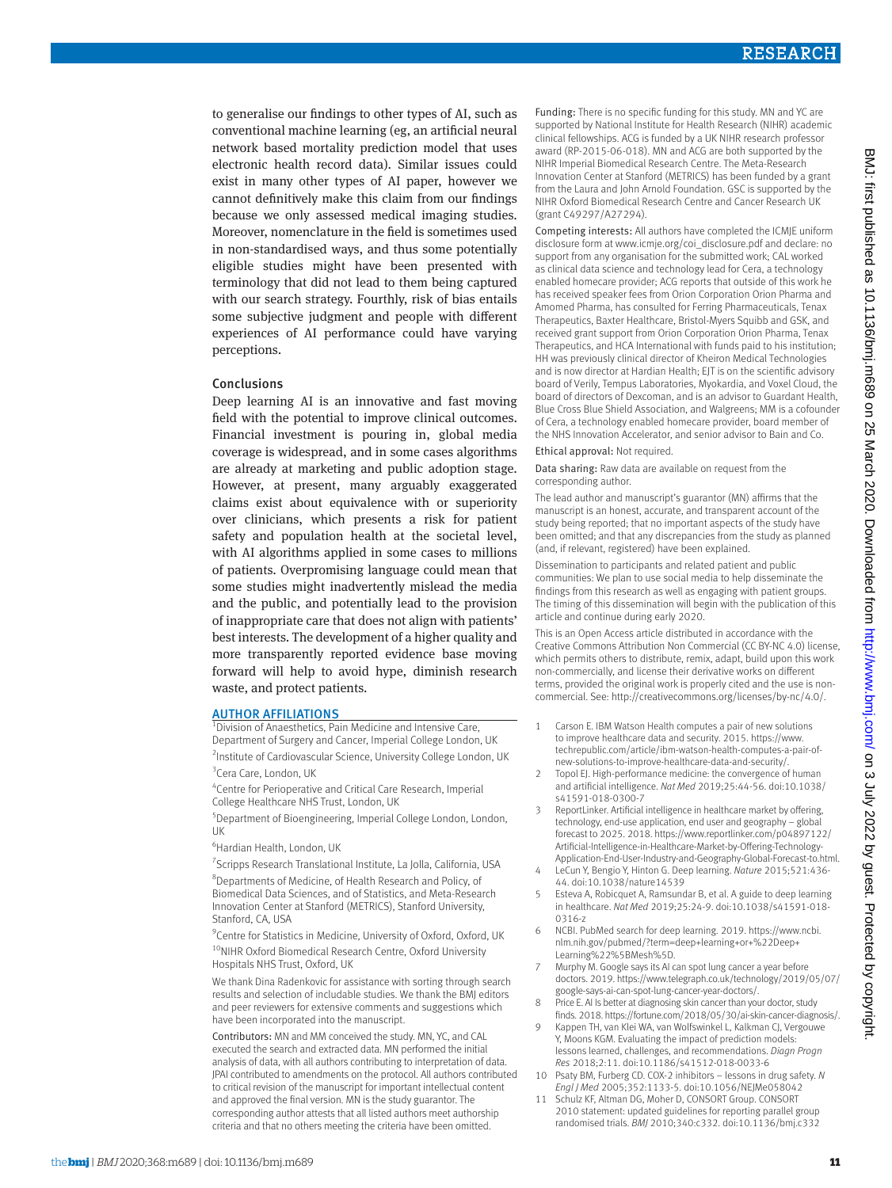to generalise our findings to other types of AI, such as conventional machine learning (eg, an artificial neural network based mortality prediction model that uses electronic health record data). Similar issues could exist in many other types of AI paper, however we cannot definitively make this claim from our findings because we only assessed medical imaging studies. Moreover, nomenclature in the field is sometimes used in non-standardised ways, and thus some potentially eligible studies might have been presented with terminology that did not lead to them being captured with our search strategy. Fourthly, risk of bias entails some subjective judgment and people with different experiences of AI performance could have varying perceptions.

## Conclusions

Deep learning AI is an innovative and fast moving field with the potential to improve clinical outcomes. Financial investment is pouring in, global media coverage is widespread, and in some cases algorithms are already at marketing and public adoption stage. However, at present, many arguably exaggerated claims exist about equivalence with or superiority over clinicians, which presents a risk for patient safety and population health at the societal level, with AI algorithms applied in some cases to millions of patients. Overpromising language could mean that some studies might inadvertently mislead the media and the public, and potentially lead to the provision of inappropriate care that does not align with patients' best interests. The development of a higher quality and more transparently reported evidence base moving forward will help to avoid hype, diminish research waste, and protect patients.

### AUTHOR AFFILIATIONS

[1]Division of Anaesthetics, Pain Medicine and Intensive Care, Department of Surgery and Cancer, Imperial College London, UK

[2]Institute of Cardiovascular Science, University College London, UK

[3]Cera Care, London, UK

[4]Centre for Perioperative and Critical Care Research, Imperial College Healthcare NHS Trust, London, UK

[5]Department of Bioengineering, Imperial College London, London, UK

[6]Hardian Health, London, UK

[7]Scripps Research Translational Institute, La Jolla, California, USA

[8]Departments of Medicine, of Health Research and Policy, of Biomedical Data Sciences, and of Statistics, and Meta-Research Innovation Center at Stanford (METRICS), Stanford University, Stanford, CA, USA

[9]Centre for Statistics in Medicine, University of Oxford, Oxford, UK

[10]NIHR Oxford Biomedical Research Centre, Oxford University Hospitals NHS Trust, Oxford, UK

We thank Dina Radenkovic for assistance with sorting through search results and selection of includable studies. We thank the BMJ editors and peer reviewers for extensive comments and suggestions which have been incorporated into the manuscript.

Contributors: MN and MM conceived the study. MN, YC, and CAL executed the search and extracted data. MN performed the initial analysis of data, with all authors contributing to interpretation of data. JPAI contributed to amendments on the protocol. All authors contributed to critical revision of the manuscript for important intellectual content and approved the final version. MN is the study guarantor. The corresponding author attests that all listed authors meet authorship criteria and that no others meeting the criteria have been omitted.

Funding: There is no specific funding for this study. MN and YC are supported by National Institute for Health Research (NIHR) academic clinical fellowships. ACG is funded by a UK NIHR research professor award (RP-2015-06-018). MN and ACG are both supported by the NIHR Imperial Biomedical Research Centre. The Meta-Research Innovation Center at Stanford (METRICS) has been funded by a grant from the Laura and John Arnold Foundation. GSC is supported by the NIHR Oxford Biomedical Research Centre and Cancer Research UK (grant C49297/A27294).

Competing interests: All authors have completed the ICMJE uniform disclosure form at www.icmje.org/coi_disclosure.pdf and declare: no support from any organisation for the submitted work; CAL worked as clinical data science and technology lead for Cera, a technology enabled homecare provider; ACG reports that outside of this work he has received speaker fees from Orion Corporation Orion Pharma and Amomed Pharma, has consulted for Ferring Pharmaceuticals, Tenax Therapeutics, Baxter Healthcare, Bristol-Myers Squibb and GSK, and received grant support from Orion Corporation Orion Pharma, Tenax Therapeutics, and HCA International with funds paid to his institution; HH was previously clinical director of Kheiron Medical Technologies and is now director at Hardian Health; EJT is on the scientific advisory board of Verily, Tempus Laboratories, Myokardia, and Voxel Cloud, the board of directors of Dexcoman, and is an advisor to Guardant Health, Blue Cross Blue Shield Association, and Walgreens; MM is a cofounder of Cera, a technology enabled homecare provider, board member of the NHS Innovation Accelerator, and senior advisor to Bain and Co.

Ethical approval: Not required.

Data sharing: Raw data are available on request from the corresponding author.

The lead author and manuscript's guarantor (MN) affirms that the manuscript is an honest, accurate, and transparent account of the study being reported; that no important aspects of the study have been omitted; and that any discrepancies from the study as planned (and, if relevant, registered) have been explained.

Dissemination to participants and related patient and public communities: We plan to use social media to help disseminate the findings from this research as well as engaging with patient groups. The timing of this dissemination will begin with the publication of this article and continue during early 2020.

This is an Open Access article distributed in accordance with the Creative Commons Attribution Non Commercial (CC BY-NC 4.0) license, which permits others to distribute, remix, adapt, build upon this work non-commercially, and license their derivative works on different terms, provided the original work is properly cited and the use is non-commercial. See: http://creativecommons.org/licenses/by-nc/4.0/.

1. Carson E. IBM Watson Health computes a pair of new solutions to improve healthcare data and security. 2015. https://www.techrepublic.com/article/ibm-watson-health-computes-a-pair-of-new-solutions-to-improve-healthcare-data-and-security/.
2. Topol EJ. High-performance medicine: the convergence of human and artificial intelligence. *Nat Med* 2019;25:44-56. doi:10.1038/s41591-018-0300-7
3. ReportLinker. Artificial intelligence in healthcare market by offering, technology, end-use application, end user and geography – global forecast to 2025. 2018. https://www.reportlinker.com/p04897122/Artificial-Intelligence-in-Healthcare-Market-by-Offering-Technology-Application-End-User-Industry-and-Geography-Global-Forecast-to.html.
4. LeCun Y, Bengio Y, Hinton G. Deep learning. *Nature* 2015;521:436-44. doi:10.1038/nature14539
5. Esteva A, Robicquet A, Ramsundar B, et al. A guide to deep learning in healthcare. *Nat Med* 2019;25:24-9. doi:10.1038/s41591-018-0316-z
6. NCBI. PubMed search for deep learning. 2019. https://www.ncbi.nlm.nih.gov/pubmed/?term=deep+learning+or+%22Deep+Learning%22%5BMesh%5D.
7. Murphy M. Google says its AI can spot lung cancer a year before doctors. 2019. https://www.telegraph.co.uk/technology/2019/05/07/google-says-ai-can-spot-lung-cancer-year-doctors/.
8. Price E. AI Is better at diagnosing skin cancer than your doctor, study finds. 2018. https://fortune.com/2018/05/30/ai-skin-cancer-diagnosis/.
9. Kappen TH, van Klei WA, van Wolfswinkel L, Kalkman CJ, Vergouwe Y, Moons KGM. Evaluating the impact of prediction models: lessons learned, challenges, and recommendations. *Diagn Progn Res* 2018;2:11. doi:10.1186/s41512-018-0033-6
10. Psaty BM, Furberg CD. COX-2 inhibitors – lessons in drug safety. *N Engl J Med* 2005;352:1133-5. doi:10.1056/NEJMe058042
11. Schulz KF, Altman DG, Moher D, CONSORT Group. CONSORT 2010 statement: updated guidelines for reporting parallel group randomised trials. *BMJ* 2010;340:c332. doi:10.1136/bmj.c332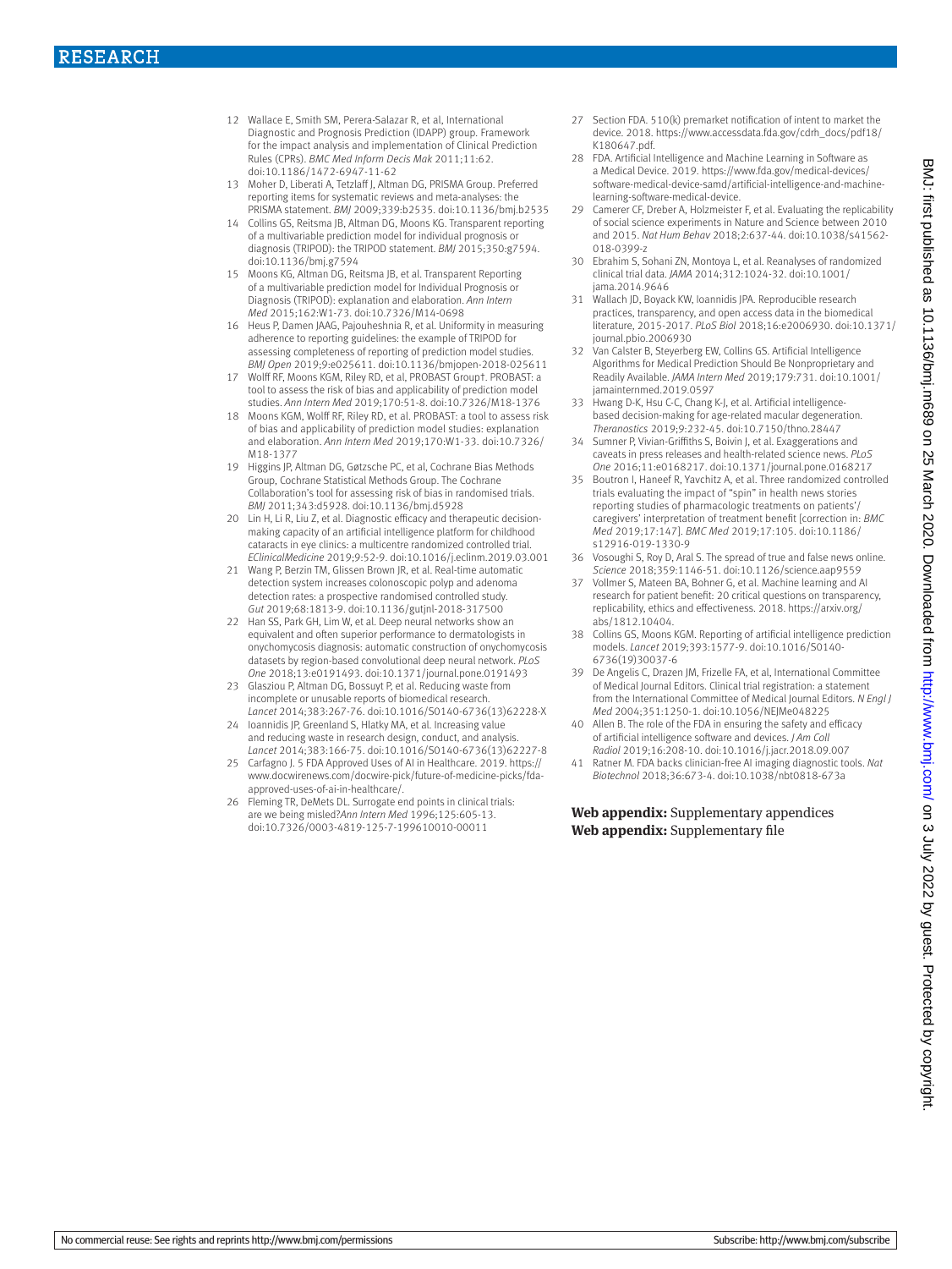12 Wallace E, Smith SM, Perera-Salazar R, et al, International Diagnostic and Prognosis Prediction (IDAPP) group. Framework for the impact analysis and implementation of Clinical Prediction Rules (CPRs). *BMC Med Inform Decis Mak* 2011;11:62. doi:10.1186/1472-6947-11-62

13 Moher D, Liberati A, Tetzlaff J, Altman DG, PRISMA Group. Preferred reporting items for systematic reviews and meta-analyses: the PRISMA statement. *BMJ* 2009;339:b2535. doi:10.1136/bmj.b2535

14 Collins GS, Reitsma JB, Altman DG, Moons KG. Transparent reporting of a multivariable prediction model for individual prognosis or diagnosis (TRIPOD): the TRIPOD statement. *BMJ* 2015;350:g7594. doi:10.1136/bmj.g7594

15 Moons KG, Altman DG, Reitsma JB, et al. Transparent Reporting of a multivariable prediction model for Individual Prognosis or Diagnosis (TRIPOD): explanation and elaboration. *Ann Intern Med* 2015;162:W1-73. doi:10.7326/M14-0698

16 Heus P, Damen JAAG, Pajouheshnia R, et al. Uniformity in measuring adherence to reporting guidelines: the example of TRIPOD for assessing completeness of reporting of prediction model studies. *BMJ Open* 2019;9:e025611. doi:10.1136/bmjopen-2018-025611

17 Wolff RF, Moons KGM, Riley RD, et al, PROBAST Group†. PROBAST: a tool to assess the risk of bias and applicability of prediction model studies. *Ann Intern Med* 2019;170:51-8. doi:10.7326/M18-1376

18 Moons KGM, Wolff RF, Riley RD, et al. PROBAST: a tool to assess risk of bias and applicability of prediction model studies: explanation and elaboration. *Ann Intern Med* 2019;170:W1-33. doi:10.7326/M18-1377

19 Higgins JP, Altman DG, Gøtzsche PC, et al, Cochrane Bias Methods Group, Cochrane Statistical Methods Group. The Cochrane Collaboration's tool for assessing risk of bias in randomised trials. *BMJ* 2011;343:d5928. doi:10.1136/bmj.d5928

20 Lin H, Li R, Liu Z, et al. Diagnostic efficacy and therapeutic decision-making capacity of an artificial intelligence platform for childhood cataracts in eye clinics: a multicentre randomized controlled trial. *EClinicalMedicine* 2019;9:52-9. doi:10.1016/j.eclinm.2019.03.001

21 Wang P, Berzin TM, Glissen Brown JR, et al. Real-time automatic detection system increases colonoscopic polyp and adenoma detection rates: a prospective randomised controlled study. *Gut* 2019;68:1813-9. doi:10.1136/gutjnl-2018-317500

22 Han SS, Park GH, Lim W, et al. Deep neural networks show an equivalent and often superior performance to dermatologists in onychomycosis diagnosis: automatic construction of onychomycosis datasets by region-based convolutional deep neural network. *PLoS One* 2018;13:e0191493. doi:10.1371/journal.pone.0191493

23 Glasziou P, Altman DG, Bossuyt P, et al. Reducing waste from incomplete or unusable reports of biomedical research. *Lancet* 2014;383:267-76. doi:10.1016/S0140-6736(13)62228-X

24 Ioannidis JP, Greenland S, Hlatky MA, et al. Increasing value and reducing waste in research design, conduct, and analysis. *Lancet* 2014;383:166-75. doi:10.1016/S0140-6736(13)62227-8

25 Carfagno J. 5 FDA Approved Uses of AI in Healthcare. 2019. https://www.docwirenews.com/docwire-pick/future-of-medicine-picks/fda-approved-uses-of-ai-in-healthcare/.

26 Fleming TR, DeMets DL. Surrogate end points in clinical trials: are we being misled?*Ann Intern Med* 1996;125:605-13. doi:10.7326/0003-4819-125-7-199610010-00011

27 Section FDA. 510(k) premarket notification of intent to market the device. 2018. https://www.accessdata.fda.gov/cdrh_docs/pdf18/K180647.pdf.

28 FDA. Artificial Intelligence and Machine Learning in Software as a Medical Device. 2019. https://www.fda.gov/medical-devices/software-medical-device-samd/artificial-intelligence-and-machine-learning-software-medical-device.

29 Camerer CF, Dreber A, Holzmeister F, et al. Evaluating the replicability of social science experiments in Nature and Science between 2010 and 2015. *Nat Hum Behav* 2018;2:637-44. doi:10.1038/s41562-018-0399-z

30 Ebrahim S, Sohani ZN, Montoya L, et al. Reanalyses of randomized clinical trial data. *JAMA* 2014;312:1024-32. doi:10.1001/jama.2014.9646

31 Wallach JD, Boyack KW, Ioannidis JPA. Reproducible research practices, transparency, and open access data in the biomedical literature, 2015-2017. *PLoS Biol* 2018;16:e2006930. doi:10.1371/journal.pbio.2006930

32 Van Calster B, Steyerberg EW, Collins GS. Artificial Intelligence Algorithms for Medical Prediction Should Be Nonproprietary and Readily Available. *JAMA Intern Med* 2019;179:731. doi:10.1001/jamainternmed.2019.0597

33 Hwang D-K, Hsu C-C, Chang K-J, et al. Artificial intelligence-based decision-making for age-related macular degeneration. *Theranostics* 2019;9:232-45. doi:10.7150/thno.28447

34 Sumner P, Vivian-Griffiths S, Boivin J, et al. Exaggerations and caveats in press releases and health-related science news. *PLoS One* 2016;11:e0168217. doi:10.1371/journal.pone.0168217

35 Boutron I, Haneef R, Yavchitz A, et al. Three randomized controlled trials evaluating the impact of "spin" in health news stories reporting studies of pharmacologic treatments on patients'/caregivers' interpretation of treatment benefit [correction in: *BMC Med* 2019;17:147]. *BMC Med* 2019;17:105. doi:10.1186/s12916-019-1330-9

36 Vosoughi S, Roy D, Aral S. The spread of true and false news online. *Science* 2018;359:1146-51. doi:10.1126/science.aap9559

37 Vollmer S, Mateen BA, Bohner G, et al. Machine learning and AI research for patient benefit: 20 critical questions on transparency, replicability, ethics and effectiveness. 2018. https://arxiv.org/abs/1812.10404.

38 Collins GS, Moons KGM. Reporting of artificial intelligence prediction models. *Lancet* 2019;393:1577-9. doi:10.1016/S0140-6736(19)30037-6

39 De Angelis C, Drazen JM, Frizelle FA, et al, International Committee of Medical Journal Editors. Clinical trial registration: a statement from the International Committee of Medical Journal Editors. *N Engl J Med* 2004;351:1250-1. doi:10.1056/NEJMe048225

40 Allen B. The role of the FDA in ensuring the safety and efficacy of artificial intelligence software and devices. *J Am Coll Radiol* 2019;16:208-10. doi:10.1016/j.jacr.2018.09.007

41 Ratner M. FDA backs clinician-free AI imaging diagnostic tools. *Nat Biotechnol* 2018;36:673-4. doi:10.1038/nbt0818-673a

**Web appendix:** Supplementary appendices
**Web appendix:** Supplementary file